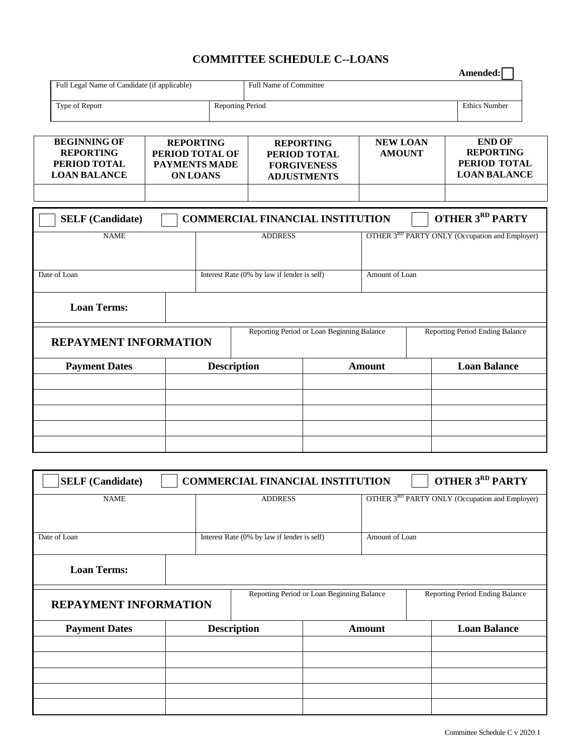# COMMITTEE SCHEDULE C--LOANS

**Amended:** ☐

| Full Legal Name of Candidate (if applicable) | | Full Name of Committee |
|---|---|---|
| | | |
| **Type of Report** | **Reporting Period** | **Ethics Number** |
| | | |

| BEGINNING OF REPORTING PERIOD TOTAL LOAN BALANCE | REPORTING PERIOD TOTAL OF PAYMENTS MADE ON LOANS | REPORTING PERIOD TOTAL FORGIVENESS ADJUSTMENTS | NEW LOAN AMOUNT | END OF REPORTING PERIOD TOTAL LOAN BALANCE |
|---|---|---|---|---|
| | | | | |

☐ **SELF (Candidate)** ☐ **COMMERCIAL FINANCIAL INSTITUTION** ☐ **OTHER 3RD PARTY**

| NAME | ADDRESS | OTHER 3RD PARTY ONLY (Occupation and Employer) |
|---|---|---|
| | | |
| **Date of Loan** | **Interest Rate (0% by law if lender is self)** | **Amount of Loan** |
| | | |

**Loan Terms:**

| REPAYMENT INFORMATION | Reporting Period or Loan Beginning Balance | Reporting Period Ending Balance |
|---|---|---|
| | | |

| Payment Dates | Description | Amount | Loan Balance |
|---|---|---|---|
| | | | |
| | | | |
| | | | |
| | | | |
| | | | |

☐ **SELF (Candidate)** ☐ **COMMERCIAL FINANCIAL INSTITUTION** ☐ **OTHER 3RD PARTY**

| NAME | ADDRESS | OTHER 3RD PARTY ONLY (Occupation and Employer) |
|---|---|---|
| | | |
| **Date of Loan** | **Interest Rate (0% by law if lender is self)** | **Amount of Loan** |
| | | |

**Loan Terms:**

| REPAYMENT INFORMATION | Reporting Period or Loan Beginning Balance | Reporting Period Ending Balance |
|---|---|---|
| | | |

| Payment Dates | Description | Amount | Loan Balance |
|---|---|---|---|
| | | | |
| | | | |
| | | | |
| | | | |
| | | | |

Committee Schedule C v 2020.1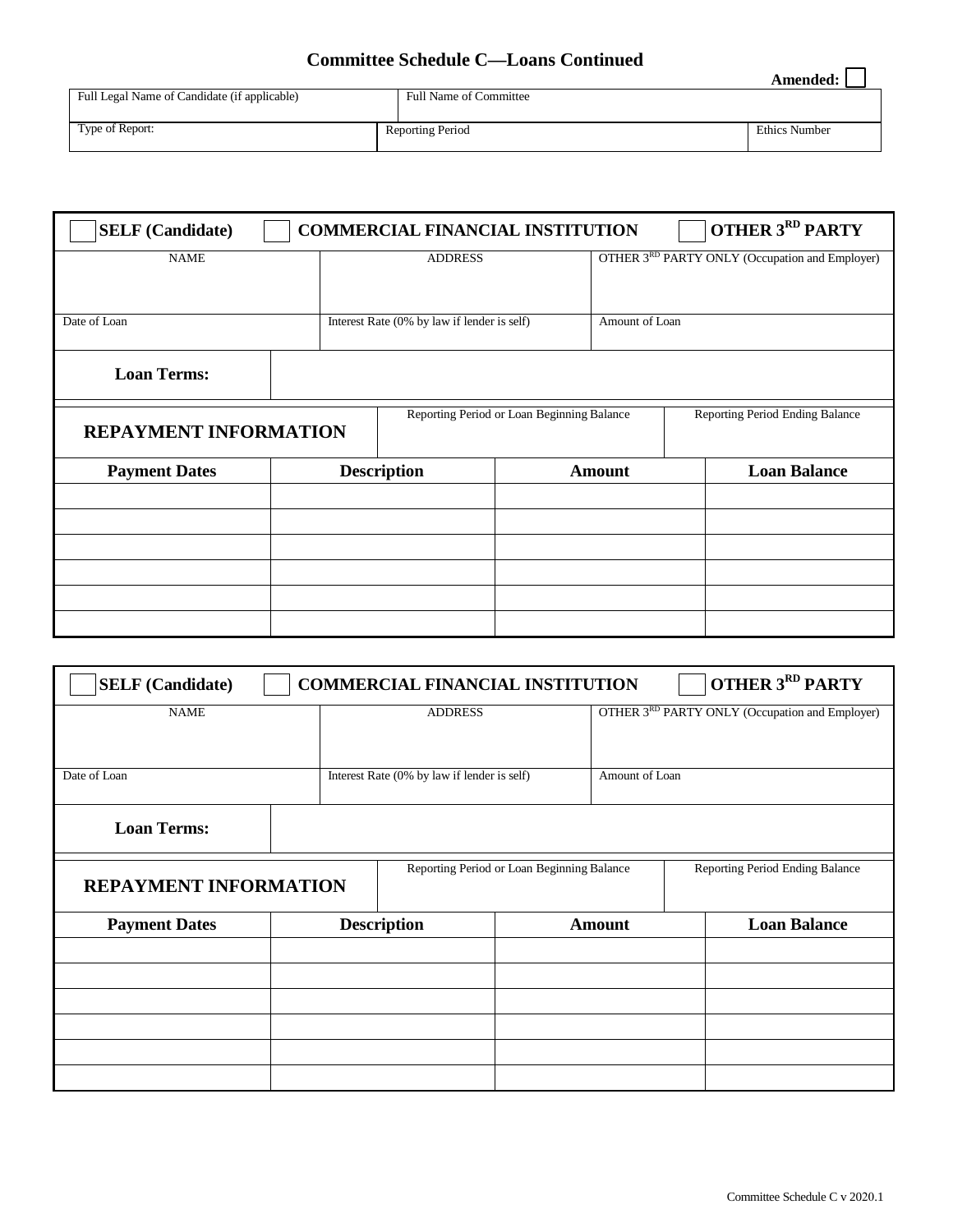# Committee Schedule C—Loans Continued

**Amended:** ☐

| Full Legal Name of Candidate (if applicable) | Full Name of Committee | |
|---|---|---|
| Type of Report: | Reporting Period | Ethics Number |

| ☐ **SELF (Candidate)** | ☐ **COMMERCIAL FINANCIAL INSTITUTION** | ☐ **OTHER 3RD PARTY** |
|---|---|---|
| NAME | ADDRESS | OTHER 3RD PARTY ONLY (Occupation and Employer) |
| Date of Loan | Interest Rate (0% by law if lender is self) | Amount of Loan |

| **Loan Terms:** | |
|---|---|

| **REPAYMENT INFORMATION** | Reporting Period or Loan Beginning Balance | Reporting Period Ending Balance |
|---|---|---|

| **Payment Dates** | **Description** | **Amount** | **Loan Balance** |
|---|---|---|---|
| | | | |
| | | | |
| | | | |
| | | | |
| | | | |
| | | | |

| ☐ **SELF (Candidate)** | ☐ **COMMERCIAL FINANCIAL INSTITUTION** | ☐ **OTHER 3RD PARTY** |
|---|---|---|
| NAME | ADDRESS | OTHER 3RD PARTY ONLY (Occupation and Employer) |
| Date of Loan | Interest Rate (0% by law if lender is self) | Amount of Loan |

| **Loan Terms:** | |
|---|---|

| **REPAYMENT INFORMATION** | Reporting Period or Loan Beginning Balance | Reporting Period Ending Balance |
|---|---|---|

| **Payment Dates** | **Description** | **Amount** | **Loan Balance** |
|---|---|---|---|
| | | | |
| | | | |
| | | | |
| | | | |
| | | | |
| | | | |

Committee Schedule C v 2020.1